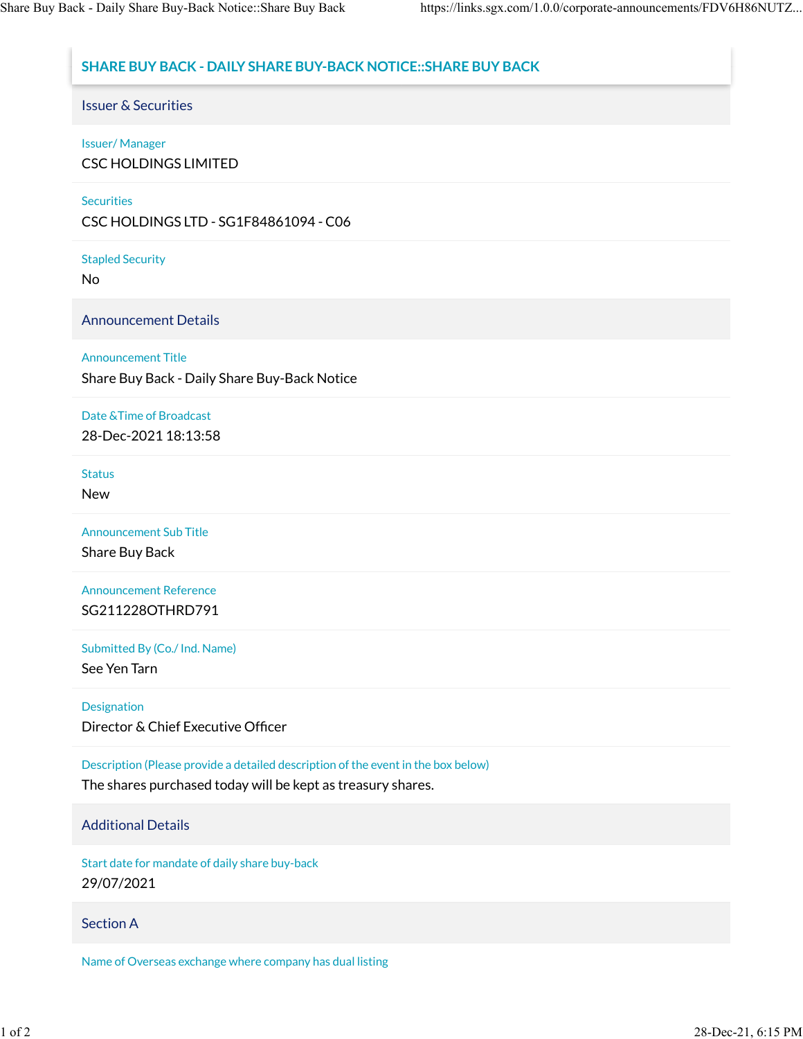# SHARE BUY BACK - DAILY SHARE BUY-BACK NOTICE::SHARE BUY BACK

## Issuer & Securities

**Issuer/ Manager**

CSC HOLDINGS LIMITED

**Securities**

CSC HOLDINGS LTD - SG1F84861094 - C06

**Stapled Security**

No

## Announcement Details

**Announcement Title**

Share Buy Back - Daily Share Buy-Back Notice

**Date &Time of Broadcast**

28-Dec-2021 18:13:58

**Status**

New

**Announcement Sub Title**

Share Buy Back

**Announcement Reference**

SG211228OTHRD791

**Submitted By (Co./ Ind. Name)**

See Yen Tarn

**Designation**

Director & Chief Executive Officer

**Description (Please provide a detailed description of the event in the box below)**

The shares purchased today will be kept as treasury shares.

## Additional Details

**Start date for mandate of daily share buy-back**

29/07/2021

## Section A

**Name of Overseas exchange where company has dual listing**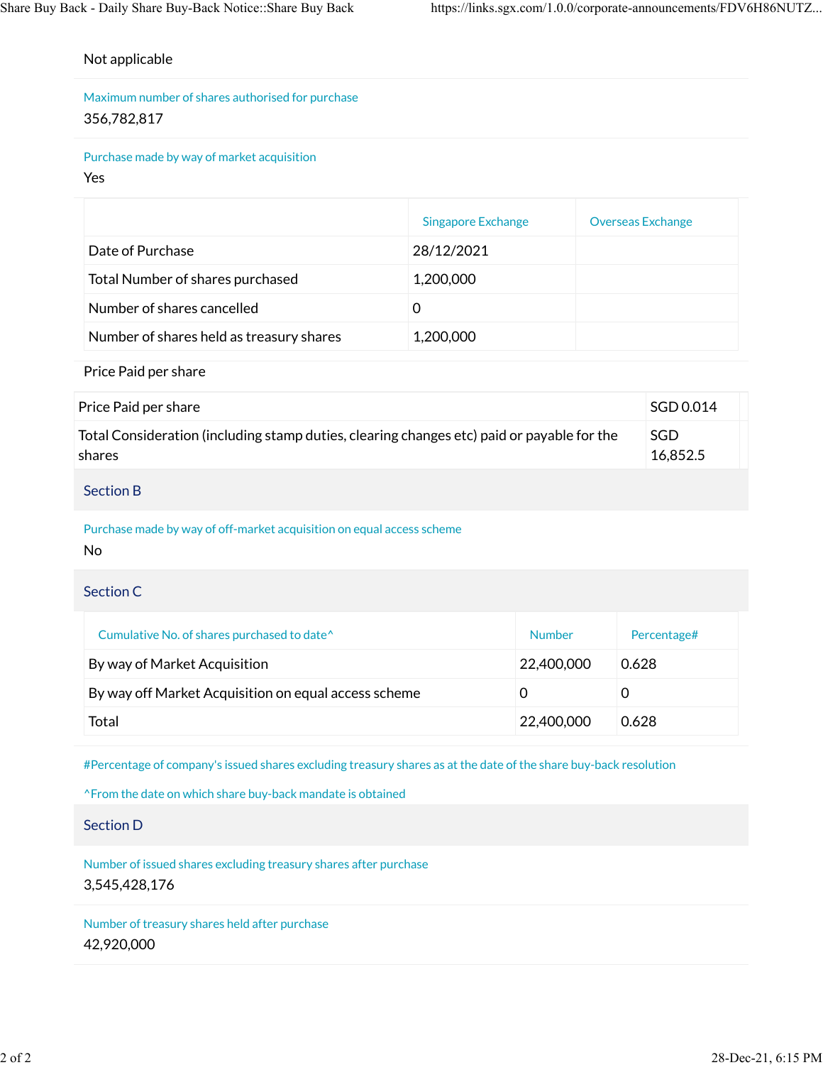Not applicable

Maximum number of shares authorised for purchase

356,782,817

Purchase made by way of market acquisition

Yes

| | Singapore Exchange | Overseas Exchange |
|---|---|---|
| Date of Purchase | 28/12/2021 | |
| Total Number of shares purchased | 1,200,000 | |
| Number of shares cancelled | 0 | |
| Number of shares held as treasury shares | 1,200,000 | |

Price Paid per share

| | |
|---|---|
| Price Paid per share | SGD 0.014 |
| Total Consideration (including stamp duties, clearing changes etc) paid or payable for the shares | SGD 16,852.5 |

## Section B

Purchase made by way of off-market acquisition on equal access scheme

No

## Section C

| Cumulative No. of shares purchased to date^ | Number | Percentage# |
|---|---|---|
| By way of Market Acquisition | 22,400,000 | 0.628 |
| By way off Market Acquisition on equal access scheme | 0 | 0 |
| Total | 22,400,000 | 0.628 |

#Percentage of company's issued shares excluding treasury shares as at the date of the share buy-back resolution

^From the date on which share buy-back mandate is obtained

## Section D

Number of issued shares excluding treasury shares after purchase

3,545,428,176

Number of treasury shares held after purchase

42,920,000